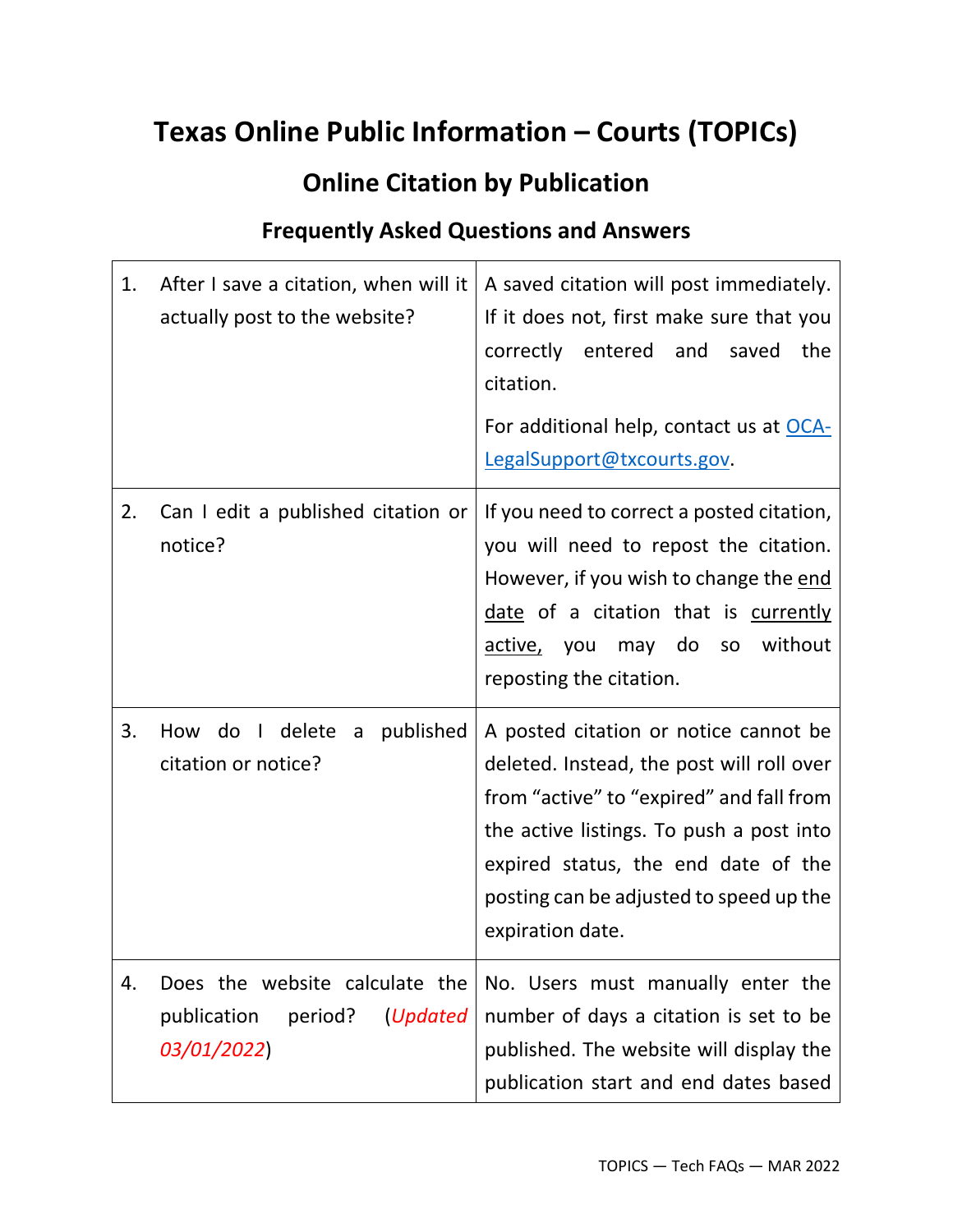# Texas Online Public Information – Courts (TOPICs)

## Online Citation by Publication

### Frequently Asked Questions and Answers

| | |
|---|---|
| 1. After I save a citation, when will it actually post to the website? | A saved citation will post immediately. If it does not, first make sure that you correctly entered and saved the citation.<br><br>For additional help, contact us at OCA-LegalSupport@txcourts.gov. |
| 2. Can I edit a published citation or notice? | If you need to correct a posted citation, you will need to repost the citation. However, if you wish to change the end date of a citation that is currently active, you may do so without reposting the citation. |
| 3. How do I delete a published citation or notice? | A posted citation or notice cannot be deleted. Instead, the post will roll over from "active" to "expired" and fall from the active listings. To push a post into expired status, the end date of the posting can be adjusted to speed up the expiration date. |
| 4. Does the website calculate the publication period? (*Updated 03/01/2022*) | No. Users must manually enter the number of days a citation is set to be published. The website will display the publication start and end dates based |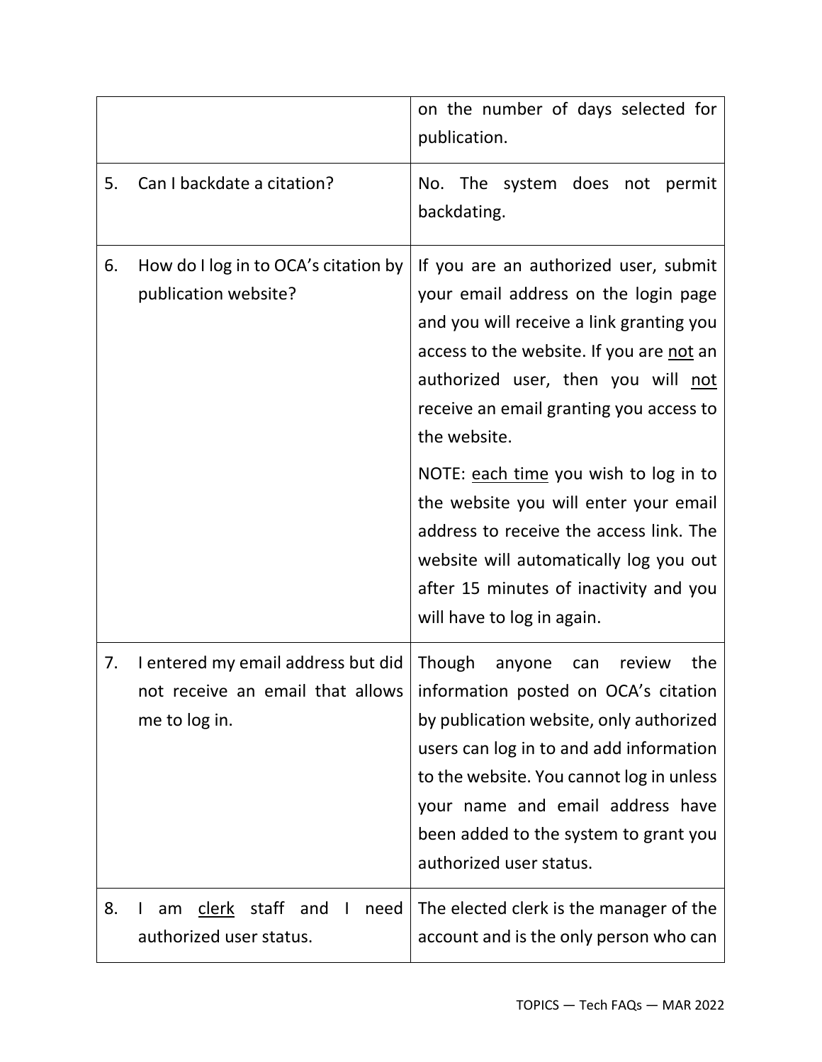| | |
|---|---|
| | on the number of days selected for publication. |
| 5. Can I backdate a citation? | No. The system does not permit backdating. |
| 6. How do I log in to OCA's citation by publication website? | If you are an authorized user, submit your email address on the login page and you will receive a link granting you access to the website. If you are <u>not</u> an authorized user, then you will <u>not</u> receive an email granting you access to the website.<br><br>NOTE: <u>each time</u> you wish to log in to the website you will enter your email address to receive the access link. The website will automatically log you out after 15 minutes of inactivity and you will have to log in again. |
| 7. I entered my email address but did not receive an email that allows me to log in. | Though anyone can review the information posted on OCA's citation by publication website, only authorized users can log in to and add information to the website. You cannot log in unless your name and email address have been added to the system to grant you authorized user status. |
| 8. I am <u>clerk</u> staff and I need authorized user status. | The elected clerk is the manager of the account and is the only person who can |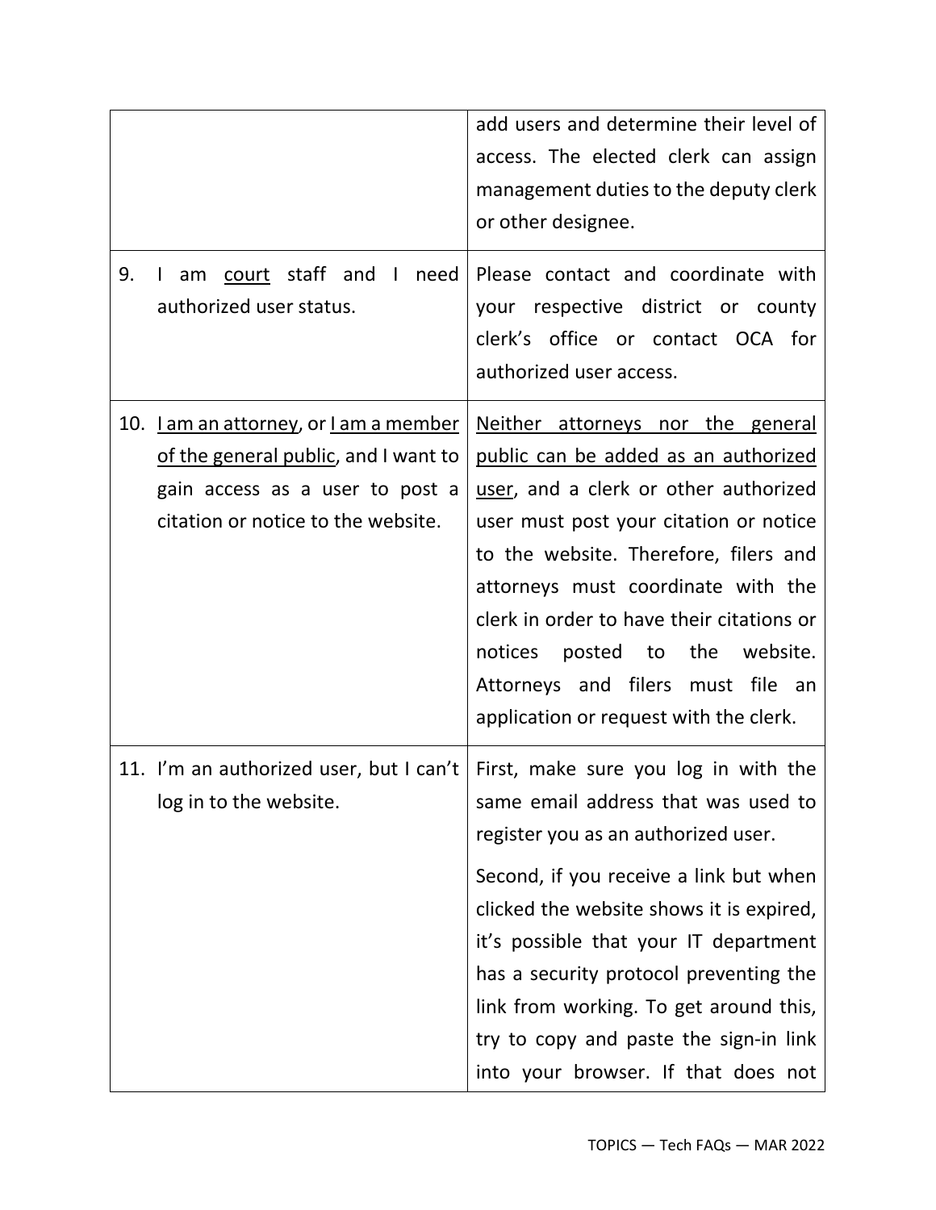| | |
|---|---|
| | add users and determine their level of access. The elected clerk can assign management duties to the deputy clerk or other designee. |
| 9. I am <u>court</u> staff and I need authorized user status. | Please contact and coordinate with your respective district or county clerk's office or contact OCA for authorized user access. |
| 10. <u>I am an attorney</u>, or <u>I am a member of the general public</u>, and I want to gain access as a user to post a citation or notice to the website. | <u>Neither attorneys nor the general public can be added as an authorized user</u>, and a clerk or other authorized user must post your citation or notice to the website. Therefore, filers and attorneys must coordinate with the clerk in order to have their citations or notices posted to the website. Attorneys and filers must file an application or request with the clerk. |
| 11. I'm an authorized user, but I can't log in to the website. | First, make sure you log in with the same email address that was used to register you as an authorized user.<br><br>Second, if you receive a link but when clicked the website shows it is expired, it's possible that your IT department has a security protocol preventing the link from working. To get around this, try to copy and paste the sign-in link into your browser. If that does not |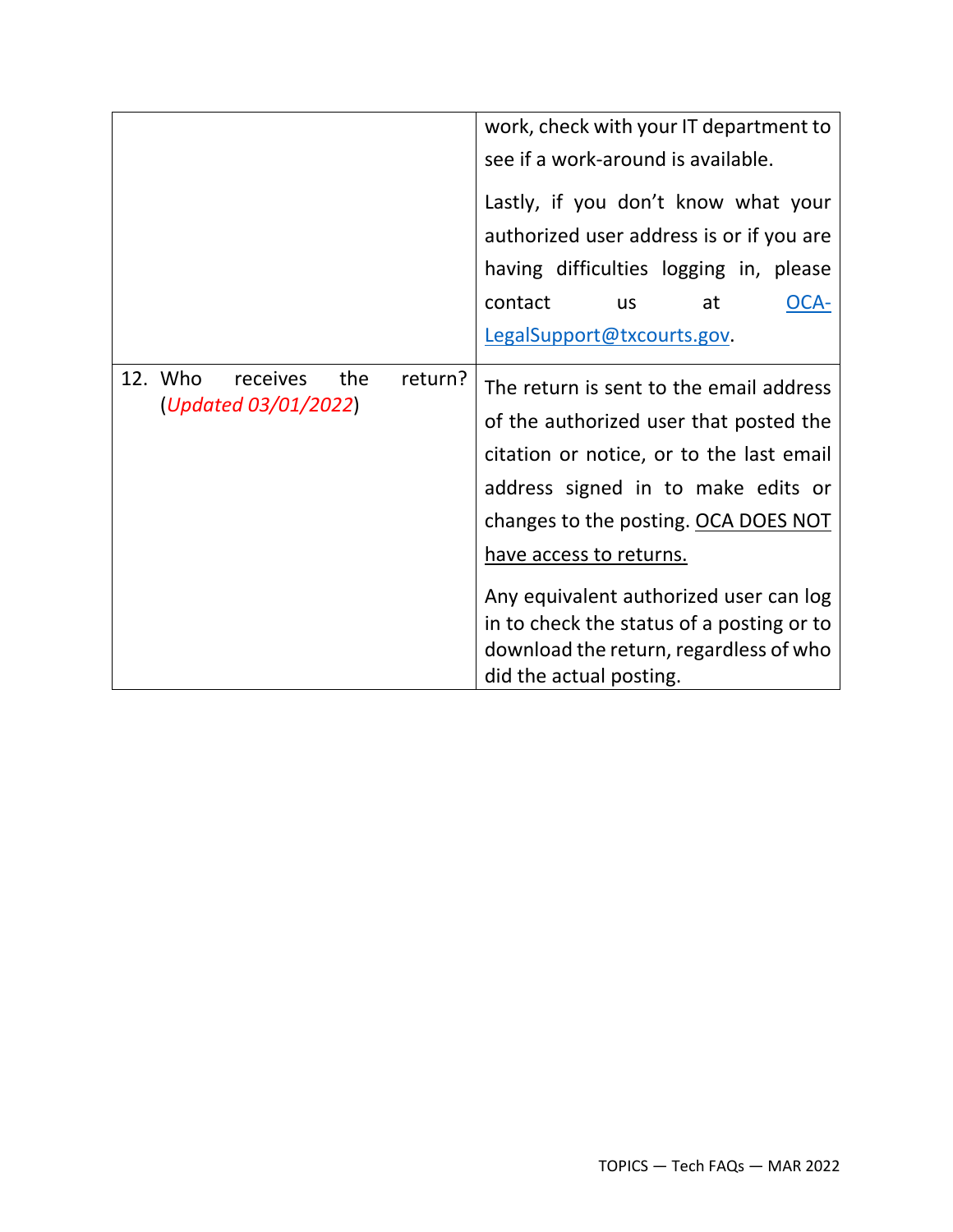| | |
|---|---|
| | work, check with your IT department to see if a work-around is available.<br><br>Lastly, if you don't know what your authorized user address is or if you are having difficulties logging in, please contact us at [OCA-LegalSupport@txcourts.gov](mailto:OCA-LegalSupport@txcourts.gov). |
| 12. Who receives the return? (*Updated 03/01/2022*) | The return is sent to the email address of the authorized user that posted the citation or notice, or to the last email address signed in to make edits or changes to the posting. <u>OCA DOES NOT have access to returns.</u><br><br>Any equivalent authorized user can log in to check the status of a posting or to download the return, regardless of who did the actual posting. |

TOPICS — Tech FAQs — MAR 2022